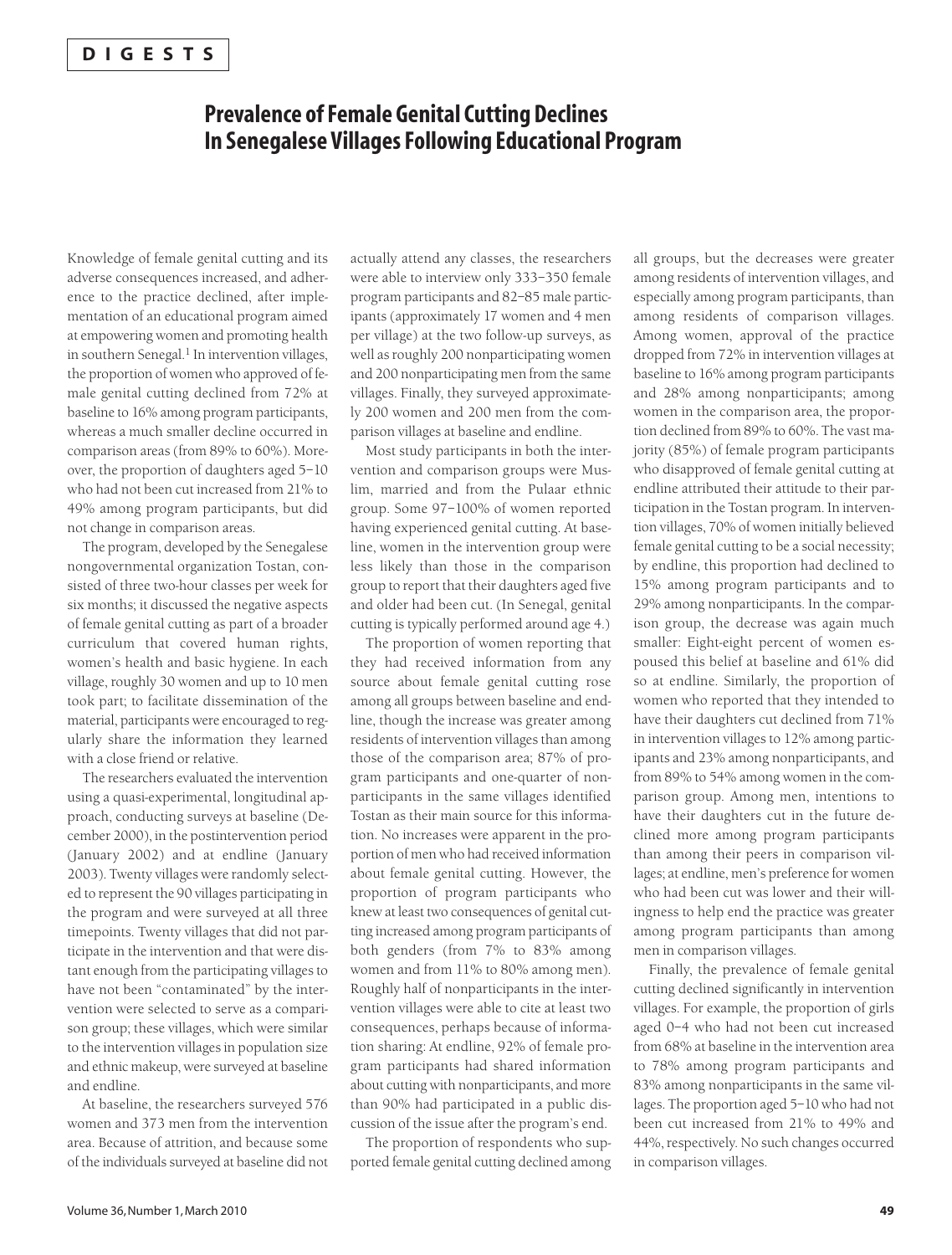**DIGESTS**

# Prevalence of Female Genital Cutting Declines In Senegalese Villages Following Educational Program

Knowledge of female genital cutting and its adverse consequences increased, and adherence to the practice declined, after implementation of an educational program aimed at empowering women and promoting health in southern Senegal.[1] In intervention villages, the proportion of women who approved of female genital cutting declined from 72% at baseline to 16% among program participants, whereas a much smaller decline occurred in comparison areas (from 89% to 60%). Moreover, the proportion of daughters aged 5–10 who had not been cut increased from 21% to 49% among program participants, but did not change in comparison areas.

The program, developed by the Senegalese nongovernmental organization Tostan, consisted of three two-hour classes per week for six months; it discussed the negative aspects of female genital cutting as part of a broader curriculum that covered human rights, women's health and basic hygiene. In each village, roughly 30 women and up to 10 men took part; to facilitate dissemination of the material, participants were encouraged to regularly share the information they learned with a close friend or relative.

The researchers evaluated the intervention using a quasi-experimental, longitudinal approach, conducting surveys at baseline (December 2000), in the postintervention period (January 2002) and at endline (January 2003). Twenty villages were randomly selected to represent the 90 villages participating in the program and were surveyed at all three timepoints. Twenty villages that did not participate in the intervention and that were distant enough from the participating villages to have not been "contaminated" by the intervention were selected to serve as a comparison group; these villages, which were similar to the intervention villages in population size and ethnic makeup, were surveyed at baseline and endline.

At baseline, the researchers surveyed 576 women and 373 men from the intervention area. Because of attrition, and because some of the individuals surveyed at baseline did not actually attend any classes, the researchers were able to interview only 333–350 female program participants and 82–85 male participants (approximately 17 women and 4 men per village) at the two follow-up surveys, as well as roughly 200 nonparticipating women and 200 nonparticipating men from the same villages. Finally, they surveyed approximately 200 women and 200 men from the comparison villages at baseline and endline.

Most study participants in both the intervention and comparison groups were Muslim, married and from the Pulaar ethnic group. Some 97–100% of women reported having experienced genital cutting. At baseline, women in the intervention group were less likely than those in the comparison group to report that their daughters aged five and older had been cut. (In Senegal, genital cutting is typically performed around age 4.)

The proportion of women reporting that they had received information from any source about female genital cutting rose among all groups between baseline and endline, though the increase was greater among residents of intervention villages than among those of the comparison area; 87% of program participants and one-quarter of nonparticipants in the same villages identified Tostan as their main source for this information. No increases were apparent in the proportion of men who had received information about female genital cutting. However, the proportion of program participants who knew at least two consequences of genital cutting increased among program participants of both genders (from 7% to 83% among women and from 11% to 80% among men). Roughly half of nonparticipants in the intervention villages were able to cite at least two consequences, perhaps because of information sharing: At endline, 92% of female program participants had shared information about cutting with nonparticipants, and more than 90% had participated in a public discussion of the issue after the program's end.

The proportion of respondents who supported female genital cutting declined among all groups, but the decreases were greater among residents of intervention villages, and especially among program participants, than among residents of comparison villages. Among women, approval of the practice dropped from 72% in intervention villages at baseline to 16% among program participants and 28% among nonparticipants; among women in the comparison area, the proportion declined from 89% to 60%. The vast majority (85%) of female program participants who disapproved of female genital cutting at endline attributed their attitude to their participation in the Tostan program. In intervention villages, 70% of women initially believed female genital cutting to be a social necessity; by endline, this proportion had declined to 15% among program participants and to 29% among nonparticipants. In the comparison group, the decrease was again much smaller: Eight-eight percent of women espoused this belief at baseline and 61% did so at endline. Similarly, the proportion of women who reported that they intended to have their daughters cut declined from 71% in intervention villages to 12% among participants and 23% among nonparticipants, and from 89% to 54% among women in the comparison group. Among men, intentions to have their daughters cut in the future declined more among program participants than among their peers in comparison villages; at endline, men's preference for women who had been cut was lower and their willingness to help end the practice was greater among program participants than among men in comparison villages.

Finally, the prevalence of female genital cutting declined significantly in intervention villages. For example, the proportion of girls aged 0–4 who had not been cut increased from 68% at baseline in the intervention area to 78% among program participants and 83% among nonparticipants in the same villages. The proportion aged 5–10 who had not been cut increased from 21% to 49% and 44%, respectively. No such changes occurred in comparison villages.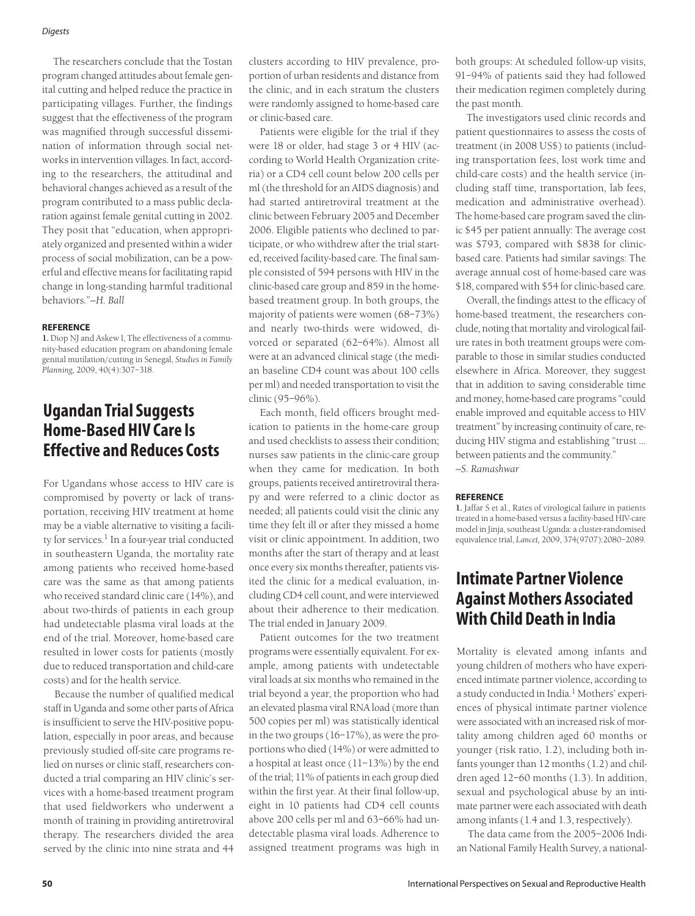The researchers conclude that the Tostan program changed attitudes about female genital cutting and helped reduce the practice in participating villages. Further, the findings suggest that the effectiveness of the program was magnified through successful dissemination of information through social networks in intervention villages. In fact, according to the researchers, the attitudinal and behavioral changes achieved as a result of the program contributed to a mass public declaration against female genital cutting in 2002. They posit that "education, when appropriately organized and presented within a wider process of social mobilization, can be a powerful and effective means for facilitating rapid change in long-standing harmful traditional behaviors."—*H. Ball*

#### REFERENCE

1. Diop NJ and Askew I, The effectiveness of a community-based education program on abandoning female genital mutilation/cutting in Senegal, *Studies in Family Planning,* 2009, 40(4):307–318.

## Ugandan Trial Suggests Home-Based HIV Care Is Effective and Reduces Costs

For Ugandans whose access to HIV care is compromised by poverty or lack of transportation, receiving HIV treatment at home may be a viable alternative to visiting a facility for services.[1] In a four-year trial conducted in southeastern Uganda, the mortality rate among patients who received home-based care was the same as that among patients who received standard clinic care (14%), and about two-thirds of patients in each group had undetectable plasma viral loads at the end of the trial. Moreover, home-based care resulted in lower costs for patients (mostly due to reduced transportation and child-care costs) and for the health service.

Because the number of qualified medical staff in Uganda and some other parts of Africa is insufficient to serve the HIV-positive population, especially in poor areas, and because previously studied off-site care programs relied on nurses or clinic staff, researchers conducted a trial comparing an HIV clinic's services with a home-based treatment program that used fieldworkers who underwent a month of training in providing antiretroviral therapy. The researchers divided the area served by the clinic into nine strata and 44 clusters according to HIV prevalence, proportion of urban residents and distance from the clinic, and in each stratum the clusters were randomly assigned to home-based care or clinic-based care.

Patients were eligible for the trial if they were 18 or older, had stage 3 or 4 HIV (according to World Health Organization criteria) or a CD4 cell count below 200 cells per ml (the threshold for an AIDS diagnosis) and had started antiretroviral treatment at the clinic between February 2005 and December 2006. Eligible patients who declined to participate, or who withdrew after the trial started, received facility-based care. The final sample consisted of 594 persons with HIV in the clinic-based care group and 859 in the home-based treatment group. In both groups, the majority of patients were women (68–73%) and nearly two-thirds were widowed, divorced or separated (62–64%). Almost all were at an advanced clinical stage (the median baseline CD4 count was about 100 cells per ml) and needed transportation to visit the clinic (95–96%).

Each month, field officers brought medication to patients in the home-care group and used checklists to assess their condition; nurses saw patients in the clinic-care group when they came for medication. In both groups, patients received antiretroviral therapy and were referred to a clinic doctor as needed; all patients could visit the clinic any time they felt ill or after they missed a home visit or clinic appointment. In addition, two months after the start of therapy and at least once every six months thereafter, patients visited the clinic for a medical evaluation, including CD4 cell count, and were interviewed about their adherence to their medication. The trial ended in January 2009.

Patient outcomes for the two treatment programs were essentially equivalent. For example, among patients with undetectable viral loads at six months who remained in the trial beyond a year, the proportion who had an elevated plasma viral RNA load (more than 500 copies per ml) was statistically identical in the two groups (16–17%), as were the proportions who died (14%) or were admitted to a hospital at least once (11–13%) by the end of the trial; 11% of patients in each group died within the first year. At their final follow-up, eight in 10 patients had CD4 cell counts above 200 cells per ml and 63–66% had undetectable plasma viral loads. Adherence to assigned treatment programs was high in both groups: At scheduled follow-up visits, 91–94% of patients said they had followed their medication regimen completely during the past month.

The investigators used clinic records and patient questionnaires to assess the costs of treatment (in 2008 US$) to patients (including transportation fees, lost work time and child-care costs) and the health service (including staff time, transportation, lab fees, medication and administrative overhead). The home-based care program saved the clinic $45 per patient annually: The average cost was $793, compared with $838 for clinic-based care. Patients had similar savings: The average annual cost of home-based care was $18, compared with $54 for clinic-based care.

Overall, the findings attest to the efficacy of home-based treatment, the researchers conclude, noting that mortality and virological failure rates in both treatment groups were comparable to those in similar studies conducted elsewhere in Africa. Moreover, they suggest that in addition to saving considerable time and money, home-based care programs "could enable improved and equitable access to HIV treatment" by increasing continuity of care, reducing HIV stigma and establishing "trust ... between patients and the community."
—*S. Ramashwar*

#### REFERENCE

1. Jaffar S et al., Rates of virological failure in patients treated in a home-based versus a facility-based HIV-care model in Jinja, southeast Uganda: a cluster-randomised equivalence trial, *Lancet,* 2009, 374(9707):2080–2089.

## Intimate Partner Violence Against Mothers Associated With Child Death in India

Mortality is elevated among infants and young children of mothers who have experienced intimate partner violence, according to a study conducted in India.[1] Mothers' experiences of physical intimate partner violence were associated with an increased risk of mortality among children aged 60 months or younger (risk ratio, 1.2), including both infants younger than 12 months (1.2) and children aged 12–60 months (1.3). In addition, sexual and psychological abuse by an intimate partner were each associated with death among infants (1.4 and 1.3, respectively).

The data came from the 2005–2006 Indian National Family Health Survey, a national-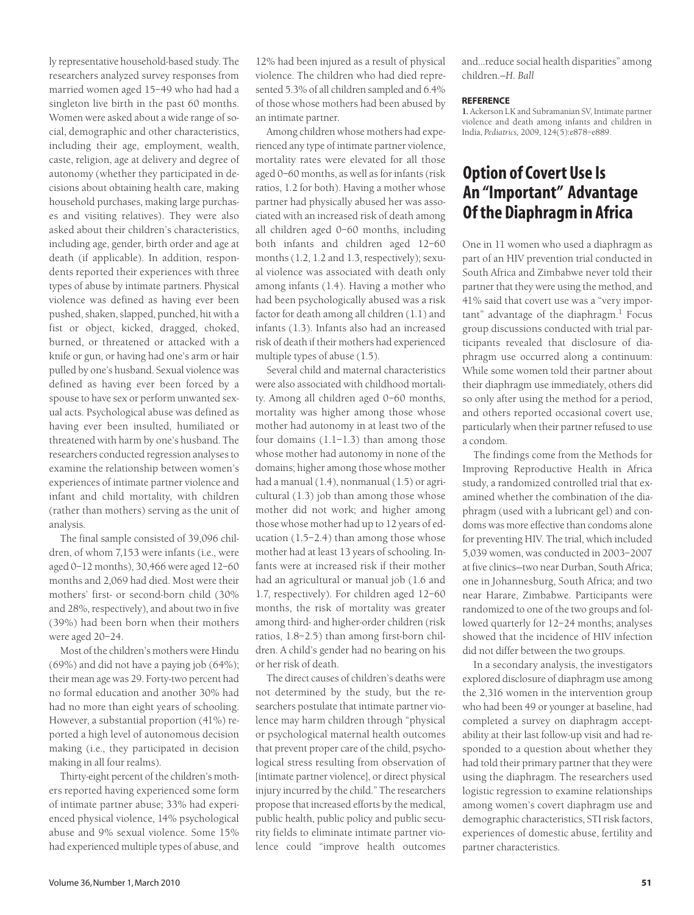ly representative household-based study. The researchers analyzed survey responses from married women aged 15–49 who had had a singleton live birth in the past 60 months. Women were asked about a wide range of social, demographic and other characteristics, including their age, employment, wealth, caste, religion, age at delivery and degree of autonomy (whether they participated in decisions about obtaining health care, making household purchases, making large purchases and visiting relatives). They were also asked about their children's characteristics, including age, gender, birth order and age at death (if applicable). In addition, respondents reported their experiences with three types of abuse by intimate partners. Physical violence was defined as having ever been pushed, shaken, slapped, punched, hit with a fist or object, kicked, dragged, choked, burned, or threatened or attacked with a knife or gun, or having had one's arm or hair pulled by one's husband. Sexual violence was defined as having ever been forced by a spouse to have sex or perform unwanted sexual acts. Psychological abuse was defined as having ever been insulted, humiliated or threatened with harm by one's husband. The researchers conducted regression analyses to examine the relationship between women's experiences of intimate partner violence and infant and child mortality, with children (rather than mothers) serving as the unit of analysis.

The final sample consisted of 39,096 children, of whom 7,153 were infants (i.e., were aged 0–12 months), 30,466 were aged 12–60 months and 2,069 had died. Most were their mothers' first- or second-born child (30% and 28%, respectively), and about two in five (39%) had been born when their mothers were aged 20–24.

Most of the children's mothers were Hindu (69%) and did not have a paying job (64%); their mean age was 29. Forty-two percent had no formal education and another 30% had had no more than eight years of schooling. However, a substantial proportion (41%) reported a high level of autonomous decision making (i.e., they participated in decision making in all four realms).

Thirty-eight percent of the children's mothers reported having experienced some form of intimate partner abuse; 33% had experienced physical violence, 14% psychological abuse and 9% sexual violence. Some 15% had experienced multiple types of abuse, and 12% had been injured as a result of physical violence. The children who had died represented 5.3% of all children sampled and 6.4% of those whose mothers had been abused by an intimate partner.

Among children whose mothers had experienced any type of intimate partner violence, mortality rates were elevated for all those aged 0–60 months, as well as for infants (risk ratios, 1.2 for both). Having a mother whose partner had physically abused her was associated with an increased risk of death among all children aged 0–60 months, including both infants and children aged 12–60 months (1.2, 1.2 and 1.3, respectively); sexual violence was associated with death only among infants (1.4). Having a mother who had been psychologically abused was a risk factor for death among all children (1.1) and infants (1.3). Infants also had an increased risk of death if their mothers had experienced multiple types of abuse (1.5).

Several child and maternal characteristics were also associated with childhood mortality. Among all children aged 0–60 months, mortality was higher among those whose mother had autonomy in at least two of the four domains (1.1–1.3) than among those whose mother had autonomy in none of the domains; higher among those whose mother had a manual (1.4), nonmanual (1.5) or agricultural (1.3) job than among those whose mother did not work; and higher among those whose mother had up to 12 years of education (1.5–2.4) than among those whose mother had at least 13 years of schooling. Infants were at increased risk if their mother had an agricultural or manual job (1.6 and 1.7, respectively). For children aged 12–60 months, the risk of mortality was greater among third- and higher-order children (risk ratios, 1.8–2.5) than among first-born children. A child's gender had no bearing on his or her risk of death.

The direct causes of children's deaths were not determined by the study, but the researchers postulate that intimate partner violence may harm children through "physical or psychological maternal health outcomes that prevent proper care of the child, psychological stress resulting from observation of [intimate partner violence], or direct physical injury incurred by the child." The researchers propose that increased efforts by the medical, public health, public policy and public security fields to eliminate intimate partner violence could "improve health outcomes and...reduce social health disparities" among children.—*H. Ball*

**REFERENCE**

1. Ackerson LK and Subramanian SV, Intimate partner violence and death among infants and children in India, *Pediatrics*, 2009, 124(5):e878–e889.

## Option of Covert Use Is An "Important" Advantage Of the Diaphragm in Africa

One in 11 women who used a diaphragm as part of an HIV prevention trial conducted in South Africa and Zimbabwe never told their partner that they were using the method, and 41% said that covert use was a "very important" advantage of the diaphragm.[1] Focus group discussions conducted with trial participants revealed that disclosure of diaphragm use occurred along a continuum: While some women told their partner about their diaphragm use immediately, others did so only after using the method for a period, and others reported occasional covert use, particularly when their partner refused to use a condom.

The findings come from the Methods for Improving Reproductive Health in Africa study, a randomized controlled trial that examined whether the combination of the diaphragm (used with a lubricant gel) and condoms was more effective than condoms alone for preventing HIV. The trial, which included 5,039 women, was conducted in 2003–2007 at five clinics—two near Durban, South Africa; one in Johannesburg, South Africa; and two near Harare, Zimbabwe. Participants were randomized to one of the two groups and followed quarterly for 12–24 months; analyses showed that the incidence of HIV infection did not differ between the two groups.

In a secondary analysis, the investigators explored disclosure of diaphragm use among the 2,316 women in the intervention group who had been 49 or younger at baseline, had completed a survey on diaphragm acceptability at their last follow-up visit and had responded to a question about whether they had told their primary partner that they were using the diaphragm. The researchers used logistic regression to examine relationships among women's covert diaphragm use and demographic characteristics, STI risk factors, experiences of domestic abuse, fertility and partner characteristics.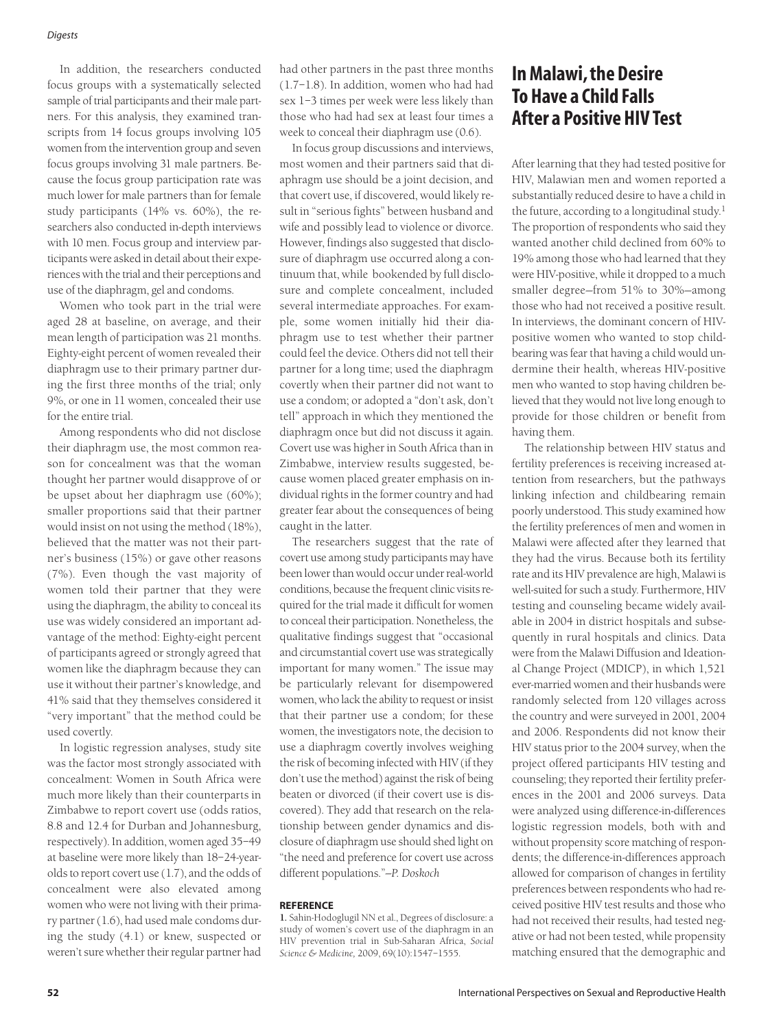In addition, the researchers conducted focus groups with a systematically selected sample of trial participants and their male partners. For this analysis, they examined transcripts from 14 focus groups involving 105 women from the intervention group and seven focus groups involving 31 male partners. Because the focus group participation rate was much lower for male partners than for female study participants (14% vs. 60%), the researchers also conducted in-depth interviews with 10 men. Focus group and interview participants were asked in detail about their experiences with the trial and their perceptions and use of the diaphragm, gel and condoms.

Women who took part in the trial were aged 28 at baseline, on average, and their mean length of participation was 21 months. Eighty-eight percent of women revealed their diaphragm use to their primary partner during the first three months of the trial; only 9%, or one in 11 women, concealed their use for the entire trial.

Among respondents who did not disclose their diaphragm use, the most common reason for concealment was that the woman thought her partner would disapprove of or be upset about her diaphragm use (60%); smaller proportions said that their partner would insist on not using the method (18%), believed that the matter was not their partner's business (15%) or gave other reasons (7%). Even though the vast majority of women told their partner that they were using the diaphragm, the ability to conceal its use was widely considered an important advantage of the method: Eighty-eight percent of participants agreed or strongly agreed that women like the diaphragm because they can use it without their partner's knowledge, and 41% said that they themselves considered it "very important" that the method could be used covertly.

In logistic regression analyses, study site was the factor most strongly associated with concealment: Women in South Africa were much more likely than their counterparts in Zimbabwe to report covert use (odds ratios, 8.8 and 12.4 for Durban and Johannesburg, respectively). In addition, women aged 35–49 at baseline were more likely than 18–24-year-olds to report covert use (1.7), and the odds of concealment were also elevated among women who were not living with their primary partner (1.6), had used male condoms during the study (4.1) or knew, suspected or weren't sure whether their regular partner had had other partners in the past three months (1.7–1.8). In addition, women who had had sex 1–3 times per week were less likely than those who had had sex at least four times a week to conceal their diaphragm use (0.6).

In focus group discussions and interviews, most women and their partners said that diaphragm use should be a joint decision, and that covert use, if discovered, would likely result in "serious fights" between husband and wife and possibly lead to violence or divorce. However, findings also suggested that disclosure of diaphragm use occurred along a continuum that, while bookended by full disclosure and complete concealment, included several intermediate approaches. For example, some women initially hid their diaphragm use to test whether their partner could feel the device. Others did not tell their partner for a long time; used the diaphragm covertly when their partner did not want to use a condom; or adopted a "don't ask, don't tell" approach in which they mentioned the diaphragm once but did not discuss it again. Covert use was higher in South Africa than in Zimbabwe, interview results suggested, because women placed greater emphasis on individual rights in the former country and had greater fear about the consequences of being caught in the latter.

The researchers suggest that the rate of covert use among study participants may have been lower than would occur under real-world conditions, because the frequent clinic visits required for the trial made it difficult for women to conceal their participation. Nonetheless, the qualitative findings suggest that "occasional and circumstantial covert use was strategically important for many women." The issue may be particularly relevant for disempowered women, who lack the ability to request or insist that their partner use a condom; for these women, the investigators note, the decision to use a diaphragm covertly involves weighing the risk of becoming infected with HIV (if they don't use the method) against the risk of being beaten or divorced (if their covert use is discovered). They add that research on the relationship between gender dynamics and disclosure of diaphragm use should shed light on "the need and preference for covert use across different populations."—*P. Doskoch*

#### REFERENCE

1. Sahin-Hodoglugil NN et al., Degrees of disclosure: a study of women's covert use of the diaphragm in an HIV prevention trial in Sub-Saharan Africa, *Social Science & Medicine*, 2009, 69(10):1547–1555.

## In Malawi, the Desire To Have a Child Falls After a Positive HIV Test

After learning that they had tested positive for HIV, Malawian men and women reported a substantially reduced desire to have a child in the future, according to a longitudinal study.[1] The proportion of respondents who said they wanted another child declined from 60% to 19% among those who had learned that they were HIV-positive, while it dropped to a much smaller degree—from 51% to 30%—among those who had not received a positive result. In interviews, the dominant concern of HIV-positive women who wanted to stop childbearing was fear that having a child would undermine their health, whereas HIV-positive men who wanted to stop having children believed that they would not live long enough to provide for those children or benefit from having them.

The relationship between HIV status and fertility preferences is receiving increased attention from researchers, but the pathways linking infection and childbearing remain poorly understood. This study examined how the fertility preferences of men and women in Malawi were affected after they learned that they had the virus. Because both its fertility rate and its HIV prevalence are high, Malawi is well-suited for such a study. Furthermore, HIV testing and counseling became widely available in 2004 in district hospitals and subsequently in rural hospitals and clinics. Data were from the Malawi Diffusion and Ideational Change Project (MDICP), in which 1,521 ever-married women and their husbands were randomly selected from 120 villages across the country and were surveyed in 2001, 2004 and 2006. Respondents did not know their HIV status prior to the 2004 survey, when the project offered participants HIV testing and counseling; they reported their fertility preferences in the 2001 and 2006 surveys. Data were analyzed using difference-in-differences logistic regression models, both with and without propensity score matching of respondents; the difference-in-differences approach allowed for comparison of changes in fertility preferences between respondents who had received positive HIV test results and those who had not received their results, had tested negative or had not been tested, while propensity matching ensured that the demographic and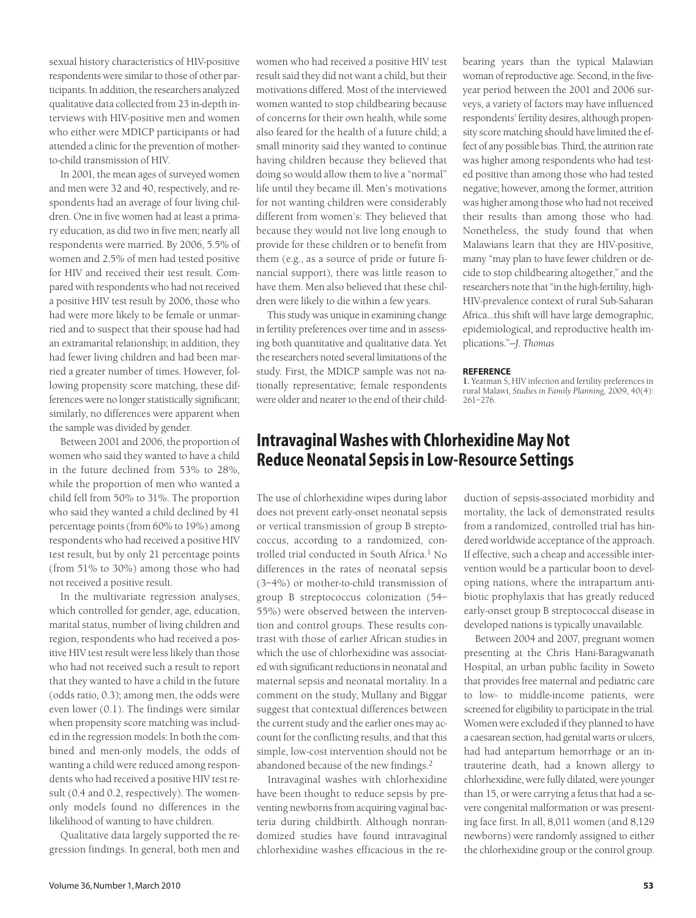sexual history characteristics of HIV-positive respondents were similar to those of other participants. In addition, the researchers analyzed qualitative data collected from 23 in-depth interviews with HIV-positive men and women who either were MDICP participants or had attended a clinic for the prevention of mother-to-child transmission of HIV.

In 2001, the mean ages of surveyed women and men were 32 and 40, respectively, and respondents had an average of four living children. One in five women had at least a primary education, as did two in five men; nearly all respondents were married. By 2006, 5.5% of women and 2.5% of men had tested positive for HIV and received their test result. Compared with respondents who had not received a positive HIV test result by 2006, those who had were more likely to be female or unmarried and to suspect that their spouse had had an extramarital relationship; in addition, they had fewer living children and had been married a greater number of times. However, following propensity score matching, these differences were no longer statistically significant; similarly, no differences were apparent when the sample was divided by gender.

Between 2001 and 2006, the proportion of women who said they wanted to have a child in the future declined from 53% to 28%, while the proportion of men who wanted a child fell from 50% to 31%. The proportion who said they wanted a child declined by 41 percentage points (from 60% to 19%) among respondents who had received a positive HIV test result, but by only 21 percentage points (from 51% to 30%) among those who had not received a positive result.

In the multivariate regression analyses, which controlled for gender, age, education, marital status, number of living children and region, respondents who had received a positive HIV test result were less likely than those who had not received such a result to report that they wanted to have a child in the future (odds ratio, 0.3); among men, the odds were even lower (0.1). The findings were similar when propensity score matching was included in the regression models: In both the combined and men-only models, the odds of wanting a child were reduced among respondents who had received a positive HIV test result (0.4 and 0.2, respectively). The women-only models found no differences in the likelihood of wanting to have children.

Qualitative data largely supported the regression findings. In general, both men and women who had received a positive HIV test result said they did not want a child, but their motivations differed. Most of the interviewed women wanted to stop childbearing because of concerns for their own health, while some also feared for the health of a future child; a small minority said they wanted to continue having children because they believed that doing so would allow them to live a "normal" life until they became ill. Men's motivations for not wanting children were considerably different from women's: They believed that because they would not live long enough to provide for these children or to benefit from them (e.g., as a source of pride or future financial support), there was little reason to have them. Men also believed that these children were likely to die within a few years.

This study was unique in examining change in fertility preferences over time and in assessing both quantitative and qualitative data. Yet the researchers noted several limitations of the study. First, the MDICP sample was not nationally representative; female respondents were older and nearer to the end of their childbearing years than the typical Malawian woman of reproductive age. Second, in the five-year period between the 2001 and 2006 surveys, a variety of factors may have influenced respondents' fertility desires, although propensity score matching should have limited the effect of any possible bias. Third, the attrition rate was higher among respondents who had tested positive than among those who had tested negative; however, among the former, attrition was higher among those who had not received their results than among those who had. Nonetheless, the study found that when Malawians learn that they are HIV-positive, many "may plan to have fewer children or decide to stop childbearing altogether," and the researchers note that "in the high-fertility, high-HIV-prevalence context of rural Sub-Saharan Africa...this shift will have large demographic, epidemiological, and reproductive health implications."—*J. Thomas*

**REFERENCE**

1. Yeatman S, HIV infection and fertility preferences in rural Malawi, *Studies in Family Planning,* 2009, 40(4): 261–276.

## Intravaginal Washes with Chlorhexidine May Not Reduce Neonatal Sepsis in Low-Resource Settings

The use of chlorhexidine wipes during labor does not prevent early-onset neonatal sepsis or vertical transmission of group B streptococcus, according to a randomized, controlled trial conducted in South Africa.[1] No differences in the rates of neonatal sepsis (3–4%) or mother-to-child transmission of group B streptococcus colonization (54–55%) were observed between the intervention and control groups. These results contrast with those of earlier African studies in which the use of chlorhexidine was associated with significant reductions in neonatal and maternal sepsis and neonatal mortality. In a comment on the study, Mullany and Biggar suggest that contextual differences between the current study and the earlier ones may account for the conflicting results, and that this simple, low-cost intervention should not be abandoned because of the new findings.[2]

Intravaginal washes with chlorhexidine have been thought to reduce sepsis by preventing newborns from acquiring vaginal bacteria during childbirth. Although nonrandomized studies have found intravaginal chlorhexidine washes efficacious in the reduction of sepsis-associated morbidity and mortality, the lack of demonstrated results from a randomized, controlled trial has hindered worldwide acceptance of the approach. If effective, such a cheap and accessible intervention would be a particular boon to developing nations, where the intrapartum antibiotic prophylaxis that has greatly reduced early-onset group B streptococcal disease in developed nations is typically unavailable.

Between 2004 and 2007, pregnant women presenting at the Chris Hani-Baragwanath Hospital, an urban public facility in Soweto that provides free maternal and pediatric care to low- to middle-income patients, were screened for eligibility to participate in the trial. Women were excluded if they planned to have a caesarean section, had genital warts or ulcers, had had antepartum hemorrhage or an intrauterine death, had a known allergy to chlorhexidine, were fully dilated, were younger than 15, or were carrying a fetus that had a severe congenital malformation or was presenting face first. In all, 8,011 women (and 8,129 newborns) were randomly assigned to either the chlorhexidine group or the control group.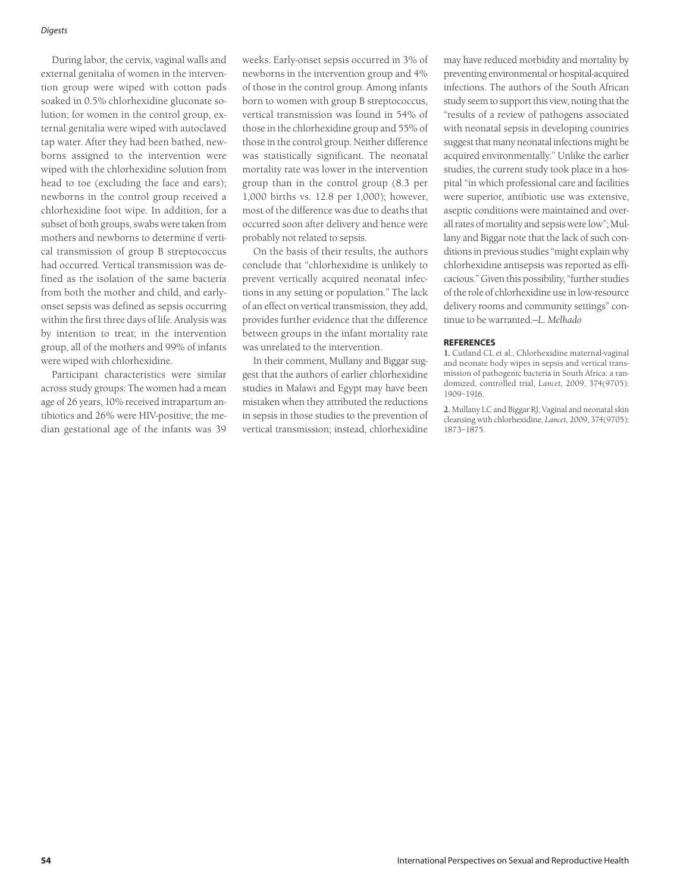During labor, the cervix, vaginal walls and external genitalia of women in the intervention group were wiped with cotton pads soaked in 0.5% chlorhexidine gluconate solution; for women in the control group, external genitalia were wiped with autoclaved tap water. After they had been bathed, newborns assigned to the intervention were wiped with the chlorhexidine solution from head to toe (excluding the face and ears); newborns in the control group received a chlorhexidine foot wipe. In addition, for a subset of both groups, swabs were taken from mothers and newborns to determine if vertical transmission of group B streptococcus had occurred. Vertical transmission was defined as the isolation of the same bacteria from both the mother and child, and early-onset sepsis was defined as sepsis occurring within the first three days of life. Analysis was by intention to treat; in the intervention group, all of the mothers and 99% of infants were wiped with chlorhexidine.

Participant characteristics were similar across study groups: The women had a mean age of 26 years, 10% received intrapartum antibiotics and 26% were HIV-positive; the median gestational age of the infants was 39 weeks. Early-onset sepsis occurred in 3% of newborns in the intervention group and 4% of those in the control group. Among infants born to women with group B streptococcus, vertical transmission was found in 54% of those in the chlorhexidine group and 55% of those in the control group. Neither difference was statistically significant. The neonatal mortality rate was lower in the intervention group than in the control group (8.3 per 1,000 births vs. 12.8 per 1,000); however, most of the difference was due to deaths that occurred soon after delivery and hence were probably not related to sepsis.

On the basis of their results, the authors conclude that "chlorhexidine is unlikely to prevent vertically acquired neonatal infections in any setting or population." The lack of an effect on vertical transmission, they add, provides further evidence that the difference between groups in the infant mortality rate was unrelated to the intervention.

In their comment, Mullany and Biggar suggest that the authors of earlier chlorhexidine studies in Malawi and Egypt may have been mistaken when they attributed the reductions in sepsis in those studies to the prevention of vertical transmission; instead, chlorhexidine may have reduced morbidity and mortality by preventing environmental or hospital-acquired infections. The authors of the South African study seem to support this view, noting that the "results of a review of pathogens associated with neonatal sepsis in developing countries suggest that many neonatal infections might be acquired environmentally." Unlike the earlier studies, the current study took place in a hospital "in which professional care and facilities were superior, antibiotic use was extensive, aseptic conditions were maintained and overall rates of mortality and sepsis were low"; Mullany and Biggar note that the lack of such conditions in previous studies "might explain why chlorhexidine antisepsis was reported as efficacious." Given this possibility, "further studies of the role of chlorhexidine use in low-resource delivery rooms and community settings" continue to be warranted.—*L. Melhado*

## REFERENCES

**1.** Cutland CL et al., Chlorhexidine maternal-vaginal and neonate body wipes in sepsis and vertical transmission of pathogenic bacteria in South Africa: a randomized, controlled trial, *Lancet,* 2009, 374(9705): 1909–1916.

**2.** Mullany LC and Biggar RJ, Vaginal and neonatal skin cleansing with chlorhexidine, *Lancet,* 2009, 374(9705): 1873–1875.